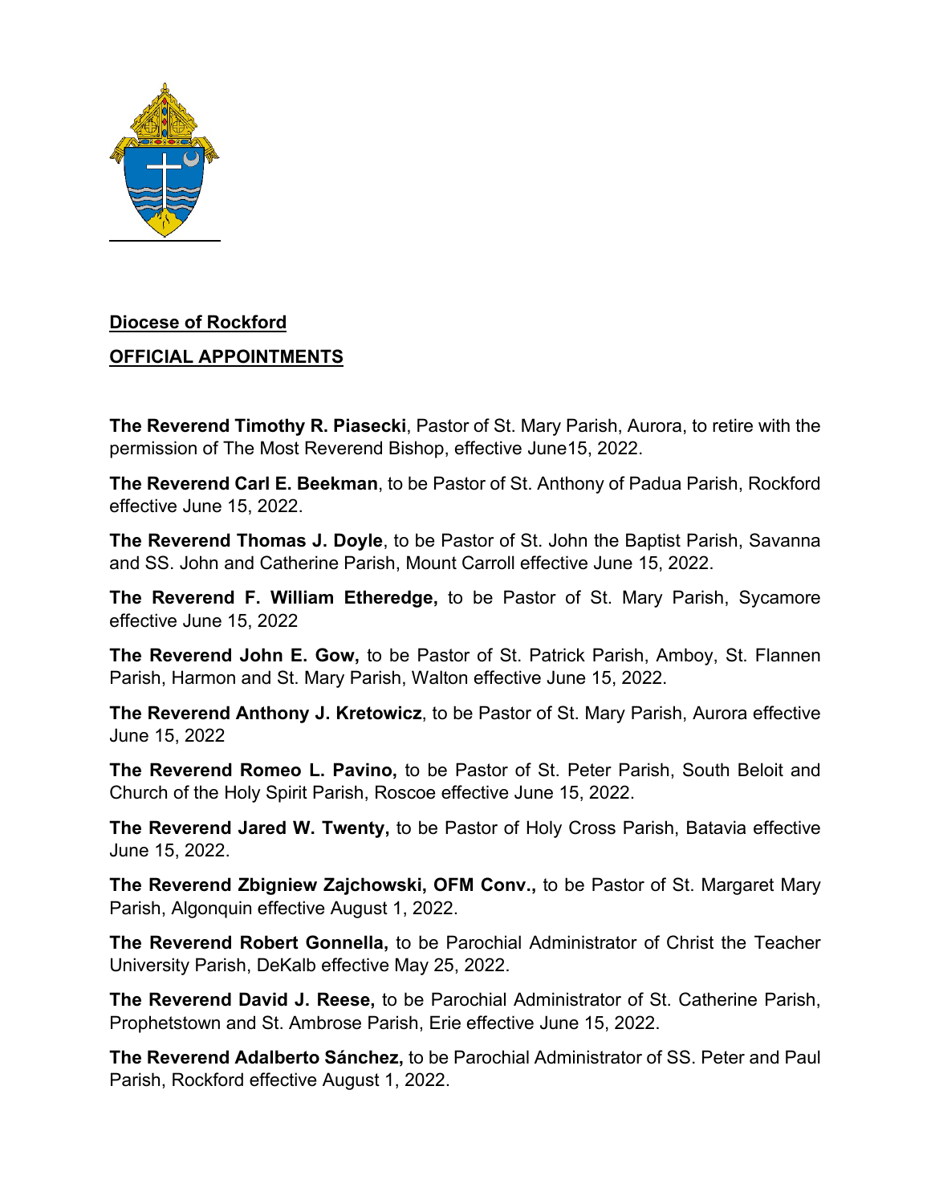**Diocese of Rockford**

**OFFICIAL APPOINTMENTS**

**The Reverend Timothy R. Piasecki**, Pastor of St. Mary Parish, Aurora, to retire with the permission of The Most Reverend Bishop, effective June15, 2022.

**The Reverend Carl E. Beekman**, to be Pastor of St. Anthony of Padua Parish, Rockford effective June 15, 2022.

**The Reverend Thomas J. Doyle**, to be Pastor of St. John the Baptist Parish, Savanna and SS. John and Catherine Parish, Mount Carroll effective June 15, 2022.

**The Reverend F. William Etheredge,** to be Pastor of St. Mary Parish, Sycamore effective June 15, 2022

**The Reverend John E. Gow,** to be Pastor of St. Patrick Parish, Amboy, St. Flannen Parish, Harmon and St. Mary Parish, Walton effective June 15, 2022.

**The Reverend Anthony J. Kretowicz**, to be Pastor of St. Mary Parish, Aurora effective June 15, 2022

**The Reverend Romeo L. Pavino,** to be Pastor of St. Peter Parish, South Beloit and Church of the Holy Spirit Parish, Roscoe effective June 15, 2022.

**The Reverend Jared W. Twenty,** to be Pastor of Holy Cross Parish, Batavia effective June 15, 2022.

**The Reverend Zbigniew Zajchowski, OFM Conv.,** to be Pastor of St. Margaret Mary Parish, Algonquin effective August 1, 2022.

**The Reverend Robert Gonnella,** to be Parochial Administrator of Christ the Teacher University Parish, DeKalb effective May 25, 2022.

**The Reverend David J. Reese,** to be Parochial Administrator of St. Catherine Parish, Prophetstown and St. Ambrose Parish, Erie effective June 15, 2022.

**The Reverend Adalberto Sánchez,** to be Parochial Administrator of SS. Peter and Paul Parish, Rockford effective August 1, 2022.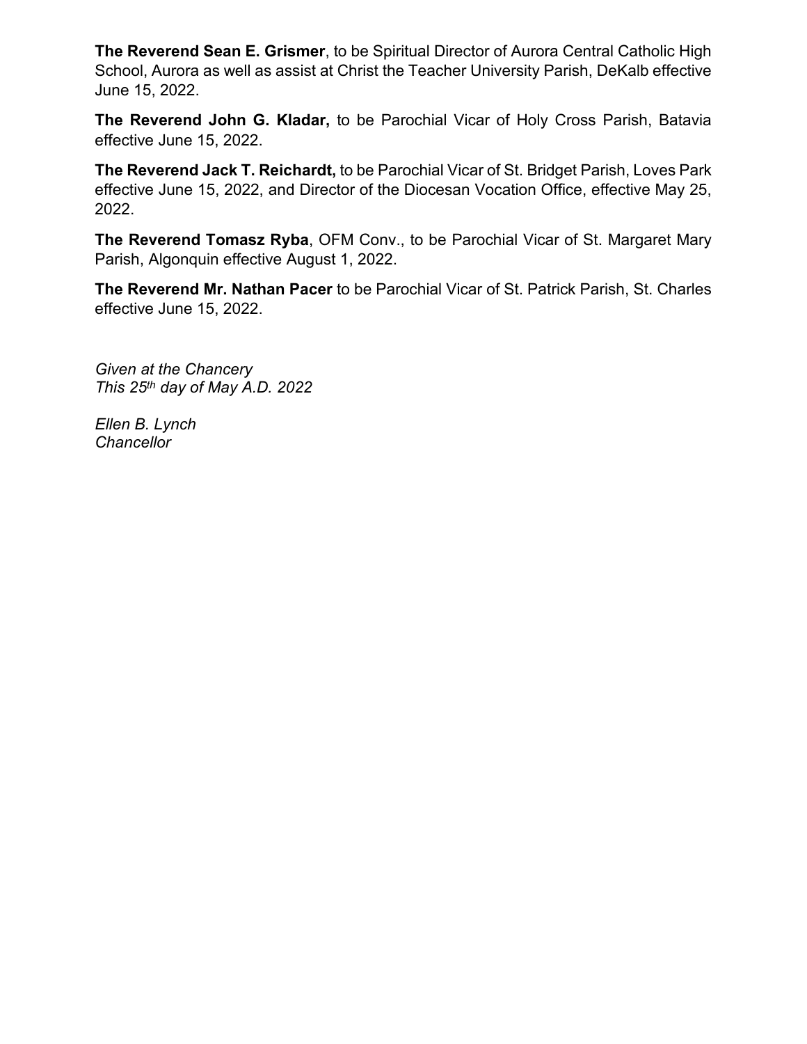**The Reverend Sean E. Grismer**, to be Spiritual Director of Aurora Central Catholic High School, Aurora as well as assist at Christ the Teacher University Parish, DeKalb effective June 15, 2022.

**The Reverend John G. Kladar,** to be Parochial Vicar of Holy Cross Parish, Batavia effective June 15, 2022.

**The Reverend Jack T. Reichardt,** to be Parochial Vicar of St. Bridget Parish, Loves Park effective June 15, 2022, and Director of the Diocesan Vocation Office, effective May 25, 2022.

**The Reverend Tomasz Ryba**, OFM Conv., to be Parochial Vicar of St. Margaret Mary Parish, Algonquin effective August 1, 2022.

**The Reverend Mr. Nathan Pacer** to be Parochial Vicar of St. Patrick Parish, St. Charles effective June 15, 2022.

*Given at the Chancery*
*This 25th day of May A.D. 2022*

*Ellen B. Lynch*
*Chancellor*